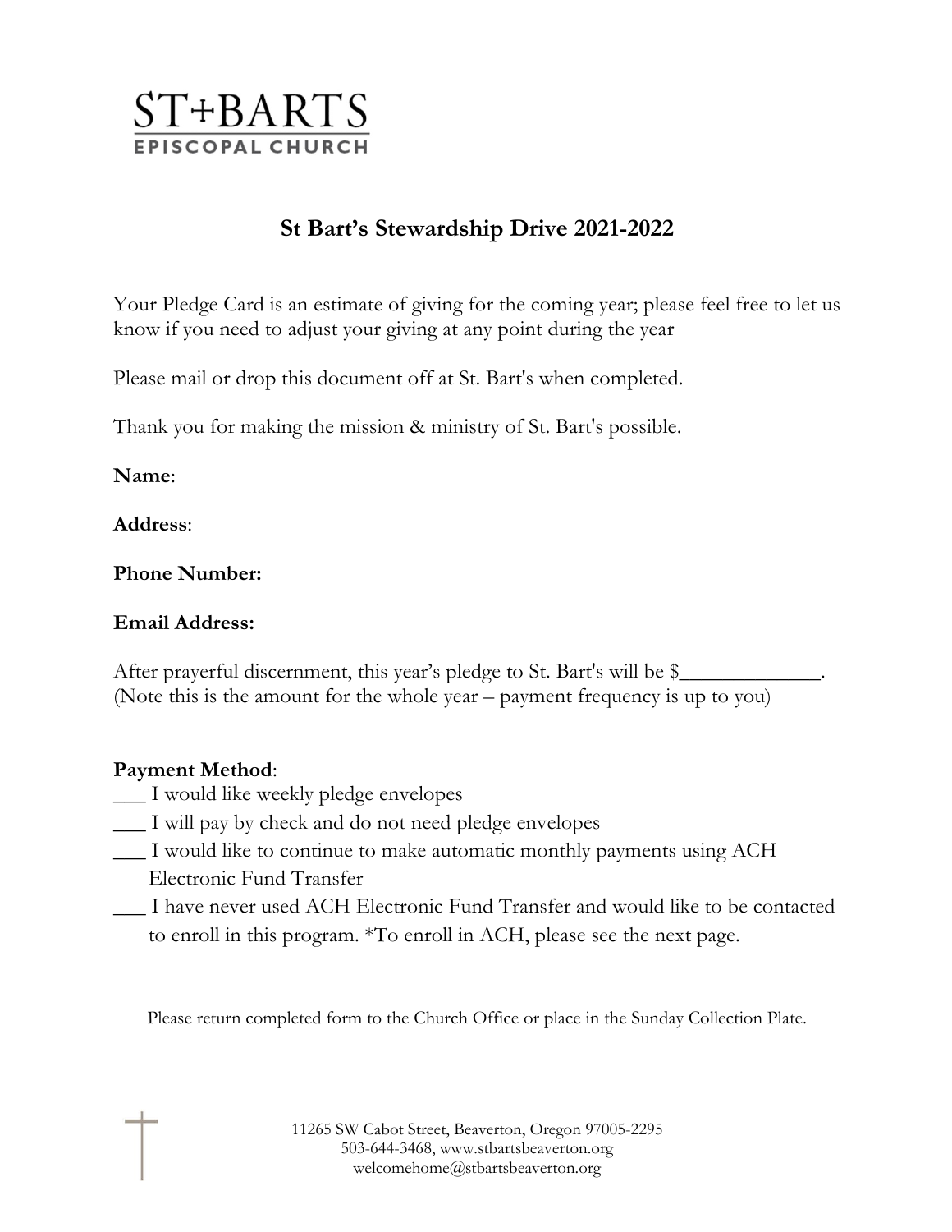ST+BARTS
EPISCOPAL CHURCH

# St Bart's Stewardship Drive 2021-2022

Your Pledge Card is an estimate of giving for the coming year; please feel free to let us know if you need to adjust your giving at any point during the year

Please mail or drop this document off at St. Bart's when completed.

Thank you for making the mission & ministry of St. Bart's possible.

**Name**:

**Address**:

**Phone Number:**

**Email Address:**

After prayerful discernment, this year's pledge to St. Bart's will be $_____________.
(Note this is the amount for the whole year – payment frequency is up to you)

**Payment Method**:

___ I would like weekly pledge envelopes

___ I will pay by check and do not need pledge envelopes

___ I would like to continue to make automatic monthly payments using ACH Electronic Fund Transfer

___ I have never used ACH Electronic Fund Transfer and would like to be contacted to enroll in this program. *To enroll in ACH, please see the next page.

Please return completed form to the Church Office or place in the Sunday Collection Plate.

11265 SW Cabot Street, Beaverton, Oregon 97005-2295
503-644-3468, www.stbartsbeaverton.org
welcomehome@stbartsbeaverton.org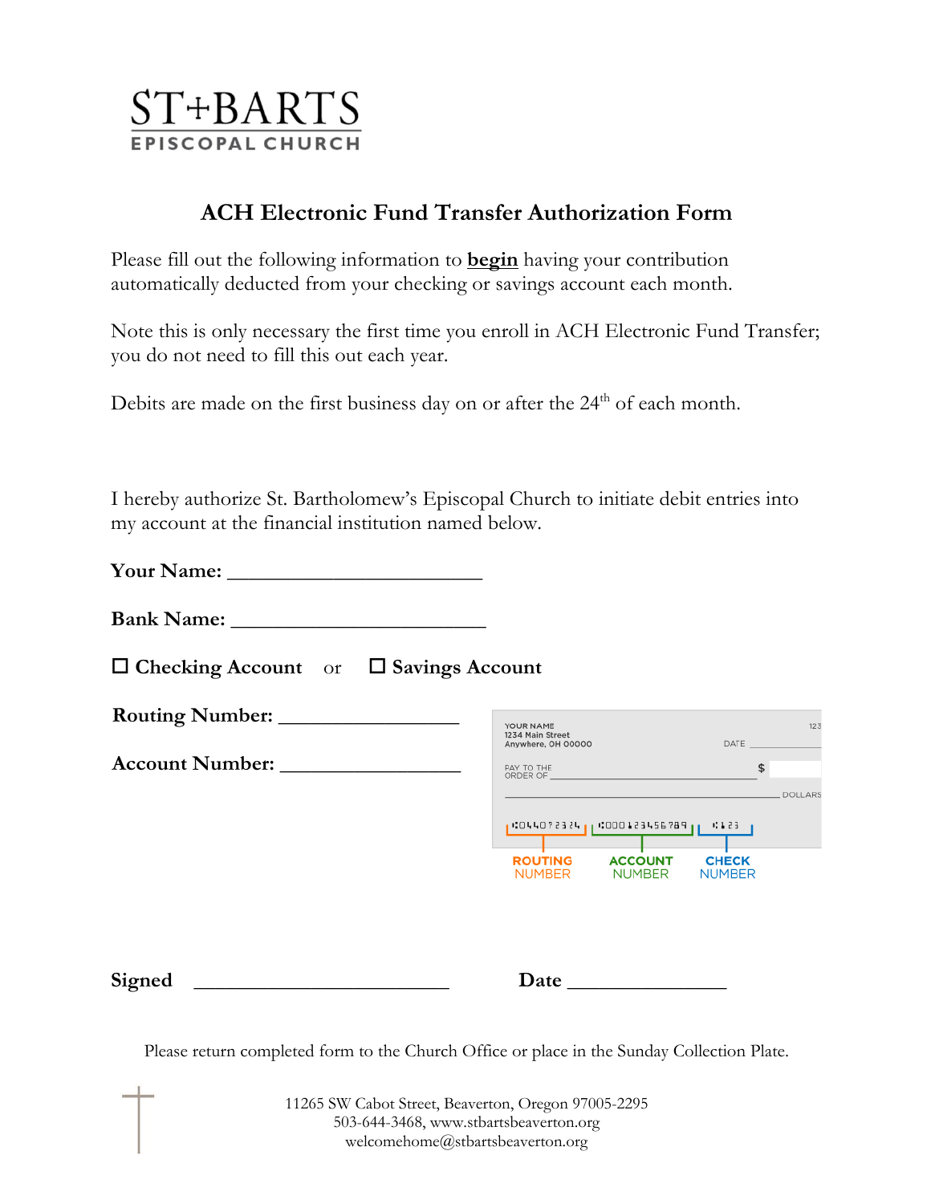ST+BARTS

EPISCOPAL CHURCH

## ACH Electronic Fund Transfer Authorization Form

Please fill out the following information to **begin** having your contribution automatically deducted from your checking or savings account each month.

Note this is only necessary the first time you enroll in ACH Electronic Fund Transfer; you do not need to fill this out each year.

Debits are made on the first business day on or after the 24th of each month.

I hereby authorize St. Bartholomew's Episcopal Church to initiate debit entries into my account at the financial institution named below.

**Your Name:** ________________________

**Bank Name:** ________________________

☐ **Checking Account** or ☐ **Savings Account**

**Routing Number:** _________________

**Account Number:** _________________

YOUR NAME
1234 Main Street
Anywhere, OH 00000

123

DATE

PAY TO THE ORDER OF

$

DOLLARS

ROUTING NUMBER

ACCOUNT NUMBER

CHECK NUMBER

**Signed** _________________________ **Date** _______________

Please return completed form to the Church Office or place in the Sunday Collection Plate.

11265 SW Cabot Street, Beaverton, Oregon 97005-2295
503-644-3468, www.stbartsbeaverton.org
welcomehome@stbartsbeaverton.org